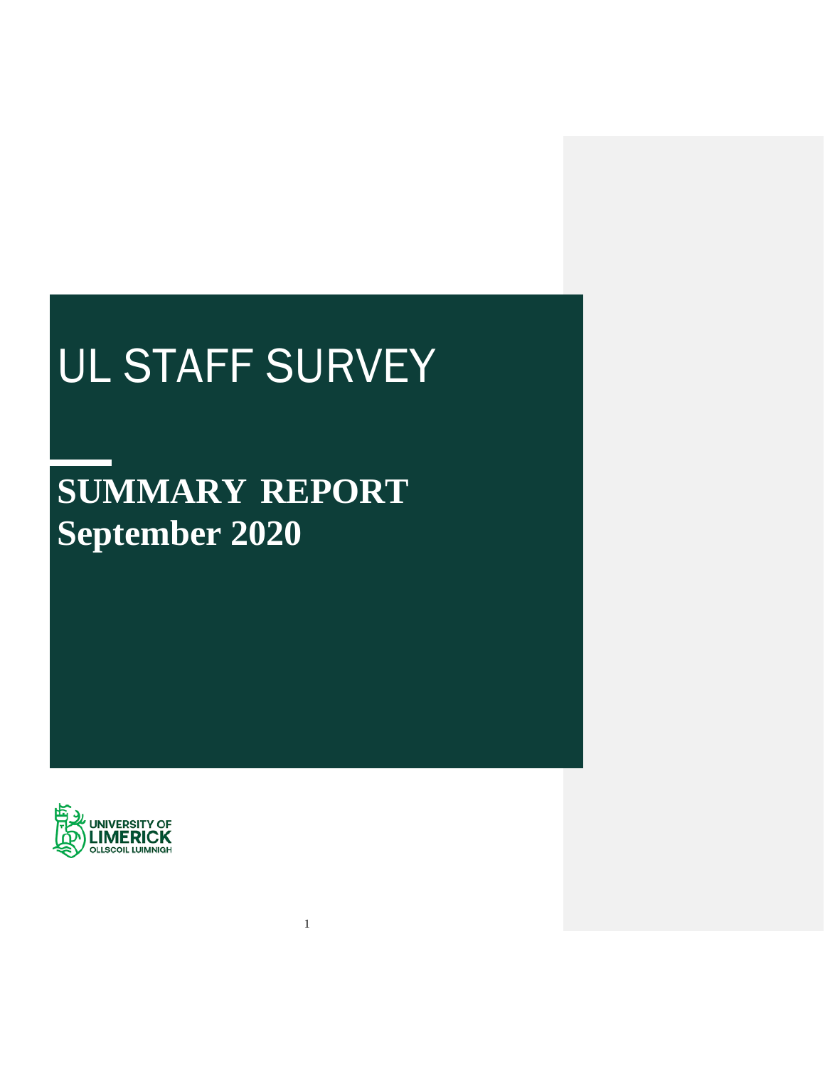# UL STAFF SURVEY

## SUMMARY REPORT
## September 2020

UNIVERSITY OF LIMERICK
OLLSCOIL LUIMNIGH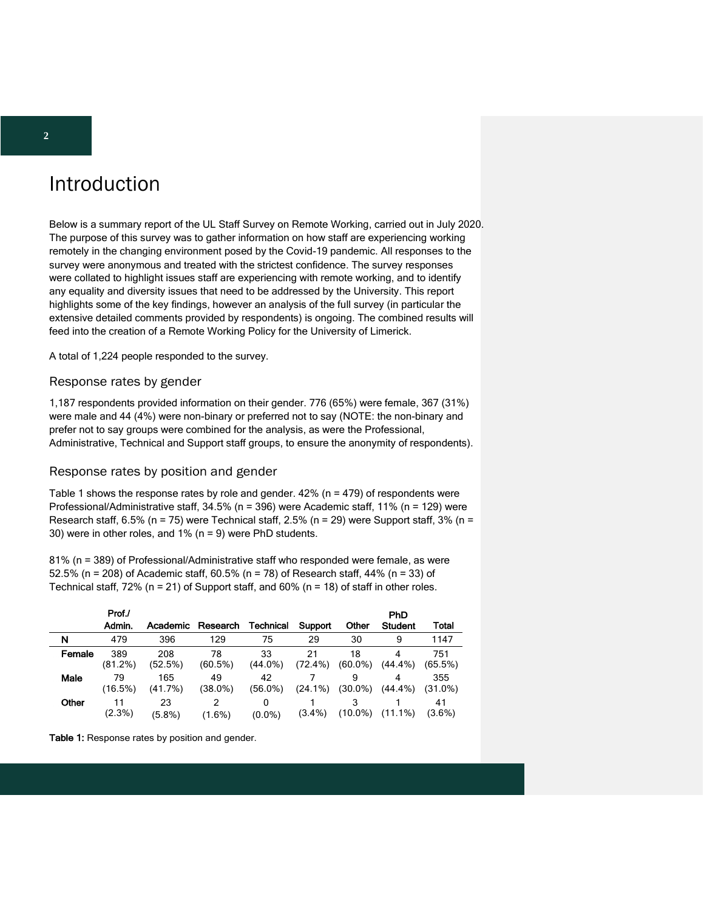# Introduction

Below is a summary report of the UL Staff Survey on Remote Working, carried out in July 2020. The purpose of this survey was to gather information on how staff are experiencing working remotely in the changing environment posed by the Covid-19 pandemic. All responses to the survey were anonymous and treated with the strictest confidence. The survey responses were collated to highlight issues staff are experiencing with remote working, and to identify any equality and diversity issues that need to be addressed by the University. This report highlights some of the key findings, however an analysis of the full survey (in particular the extensive detailed comments provided by respondents) is ongoing. The combined results will feed into the creation of a Remote Working Policy for the University of Limerick.

A total of 1,224 people responded to the survey.

## Response rates by gender

1,187 respondents provided information on their gender. 776 (65%) were female, 367 (31%) were male and 44 (4%) were non-binary or preferred not to say (NOTE: the non-binary and prefer not to say groups were combined for the analysis, as were the Professional, Administrative, Technical and Support staff groups, to ensure the anonymity of respondents).

## Response rates by position and gender

Table 1 shows the response rates by role and gender. 42% (n = 479) of respondents were Professional/Administrative staff, 34.5% (n = 396) were Academic staff, 11% (n = 129) were Research staff, 6.5% (n = 75) were Technical staff, 2.5% (n = 29) were Support staff, 3% (n = 30) were in other roles, and 1% (n = 9) were PhD students.

81% (n = 389) of Professional/Administrative staff who responded were female, as were 52.5% (n = 208) of Academic staff, 60.5% (n = 78) of Research staff, 44% (n = 33) of Technical staff, 72% (n = 21) of Support staff, and 60% (n = 18) of staff in other roles.

| | Prof./ Admin. | Academic | Research | Technical | Support | Other | PhD Student | Total |
|---|---|---|---|---|---|---|---|---|
| **N** | 479 | 396 | 129 | 75 | 29 | 30 | 9 | 1147 |
| **Female** | 389 (81.2%) | 208 (52.5%) | 78 (60.5%) | 33 (44.0%) | 21 (72.4%) | 18 (60.0%) | 4 (44.4%) | 751 (65.5%) |
| **Male** | 79 (16.5%) | 165 (41.7%) | 49 (38.0%) | 42 (56.0%) | 7 (24.1%) | 9 (30.0%) | 4 (44.4%) | 355 (31.0%) |
| **Other** | 11 (2.3%) | 23 (5.8%) | 2 (1.6%) | 0 (0.0%) | 1 (3.4%) | 3 (10.0%) | 1 (11.1%) | 41 (3.6%) |

**Table 1:** Response rates by position and gender.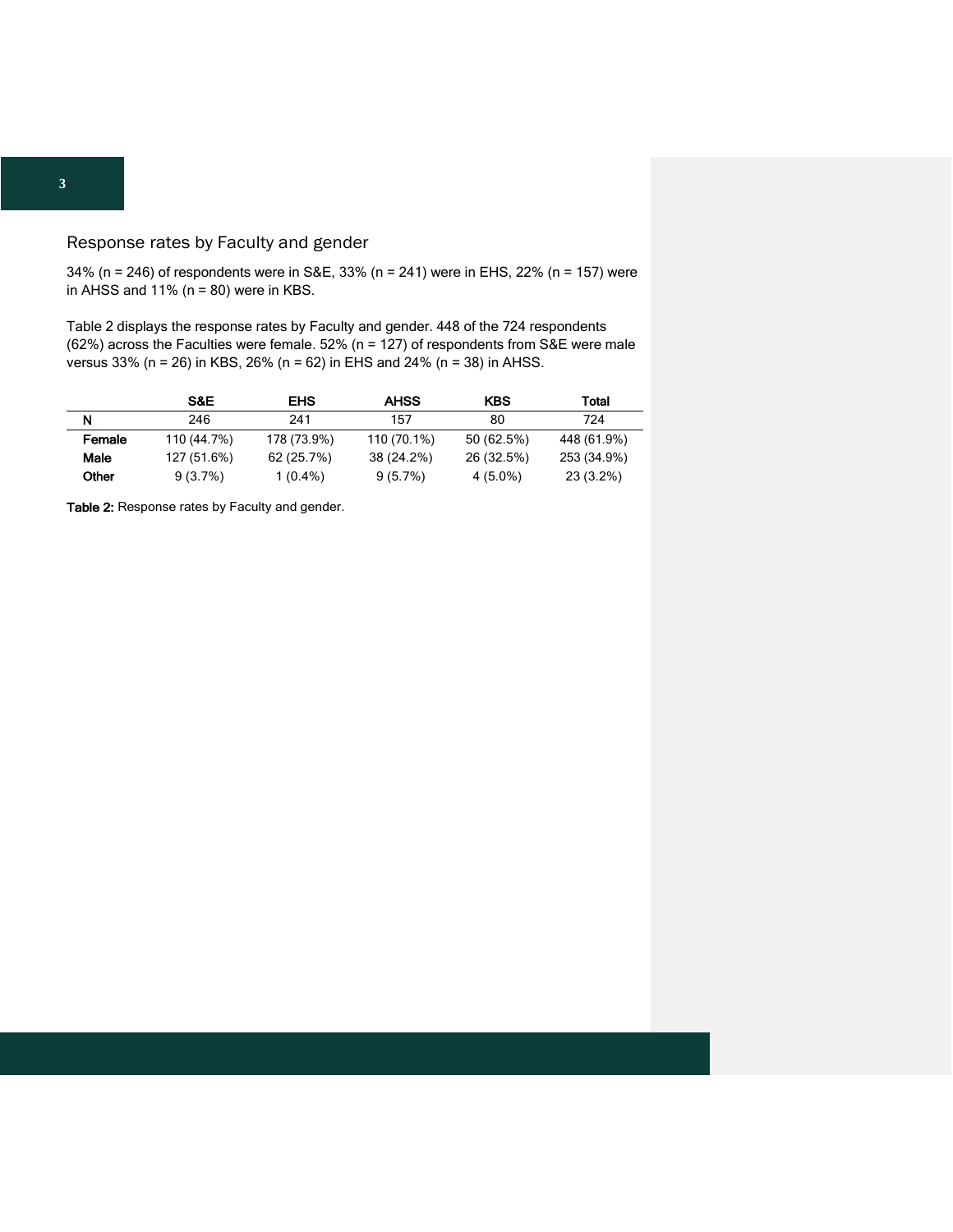## Response rates by Faculty and gender

34% (n = 246) of respondents were in S&E, 33% (n = 241) were in EHS, 22% (n = 157) were in AHSS and 11% (n = 80) were in KBS.

Table 2 displays the response rates by Faculty and gender. 448 of the 724 respondents (62%) across the Faculties were female. 52% (n = 127) of respondents from S&E were male versus 33% (n = 26) in KBS, 26% (n = 62) in EHS and 24% (n = 38) in AHSS.

| | S&E | EHS | AHSS | KBS | Total |
|---|---|---|---|---|---|
| **N** | 246 | 241 | 157 | 80 | 724 |
| **Female** | 110 (44.7%) | 178 (73.9%) | 110 (70.1%) | 50 (62.5%) | 448 (61.9%) |
| **Male** | 127 (51.6%) | 62 (25.7%) | 38 (24.2%) | 26 (32.5%) | 253 (34.9%) |
| **Other** | 9 (3.7%) | 1 (0.4%) | 9 (5.7%) | 4 (5.0%) | 23 (3.2%) |

**Table 2:** Response rates by Faculty and gender.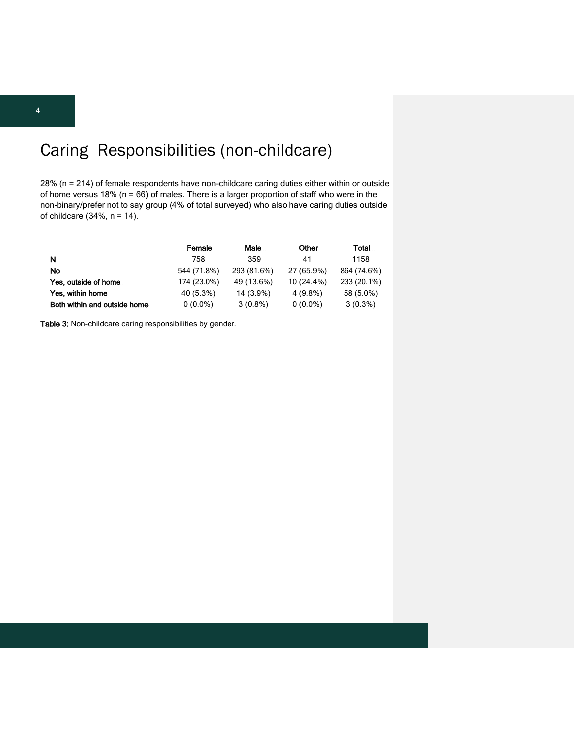# Caring Responsibilities (non-childcare)

28% (n = 214) of female respondents have non-childcare caring duties either within or outside of home versus 18% (n = 66) of males. There is a larger proportion of staff who were in the non-binary/prefer not to say group (4% of total surveyed) who also have caring duties outside of childcare (34%, n = 14).

| | Female | Male | Other | Total |
|---|---|---|---|---|
| **N** | 758 | 359 | 41 | 1158 |
| **No** | 544 (71.8%) | 293 (81.6%) | 27 (65.9%) | 864 (74.6%) |
| **Yes, outside of home** | 174 (23.0%) | 49 (13.6%) | 10 (24.4%) | 233 (20.1%) |
| **Yes, within home** | 40 (5.3%) | 14 (3.9%) | 4 (9.8%) | 58 (5.0%) |
| **Both within and outside home** | 0 (0.0%) | 3 (0.8%) | 0 (0.0%) | 3 (0.3%) |

**Table 3:** Non-childcare caring responsibilities by gender.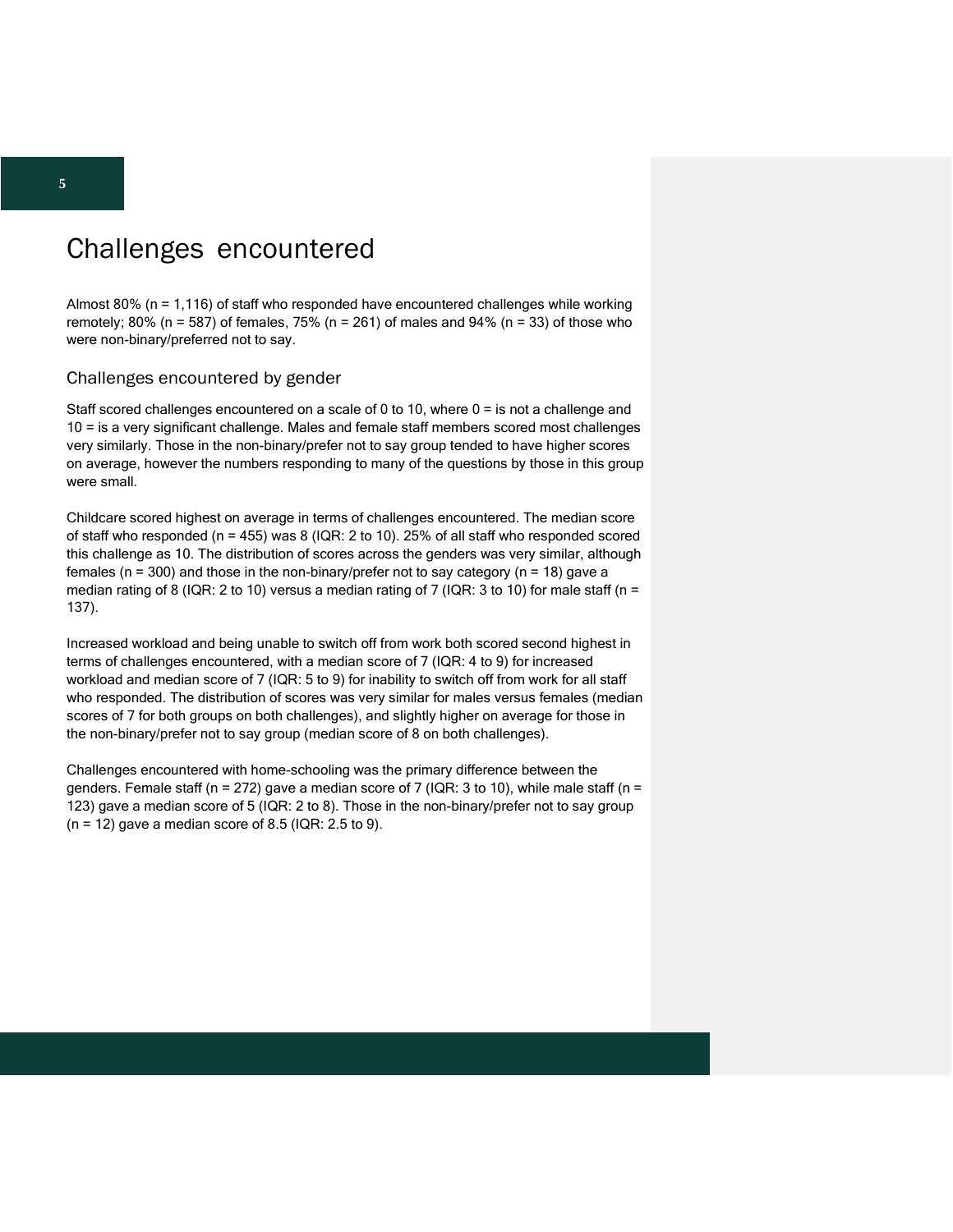# Challenges encountered

Almost 80% (n = 1,116) of staff who responded have encountered challenges while working remotely; 80% (n = 587) of females, 75% (n = 261) of males and 94% (n = 33) of those who were non-binary/preferred not to say.

## Challenges encountered by gender

Staff scored challenges encountered on a scale of 0 to 10, where 0 = is not a challenge and 10 = is a very significant challenge. Males and female staff members scored most challenges very similarly. Those in the non-binary/prefer not to say group tended to have higher scores on average, however the numbers responding to many of the questions by those in this group were small.

Childcare scored highest on average in terms of challenges encountered. The median score of staff who responded (n = 455) was 8 (IQR: 2 to 10). 25% of all staff who responded scored this challenge as 10. The distribution of scores across the genders was very similar, although females (n = 300) and those in the non-binary/prefer not to say category (n = 18) gave a median rating of 8 (IQR: 2 to 10) versus a median rating of 7 (IQR: 3 to 10) for male staff (n = 137).

Increased workload and being unable to switch off from work both scored second highest in terms of challenges encountered, with a median score of 7 (IQR: 4 to 9) for increased workload and median score of 7 (IQR: 5 to 9) for inability to switch off from work for all staff who responded. The distribution of scores was very similar for males versus females (median scores of 7 for both groups on both challenges), and slightly higher on average for those in the non-binary/prefer not to say group (median score of 8 on both challenges).

Challenges encountered with home-schooling was the primary difference between the genders. Female staff (n = 272) gave a median score of 7 (IQR: 3 to 10), while male staff (n = 123) gave a median score of 5 (IQR: 2 to 8). Those in the non-binary/prefer not to say group (n = 12) gave a median score of 8.5 (IQR: 2.5 to 9).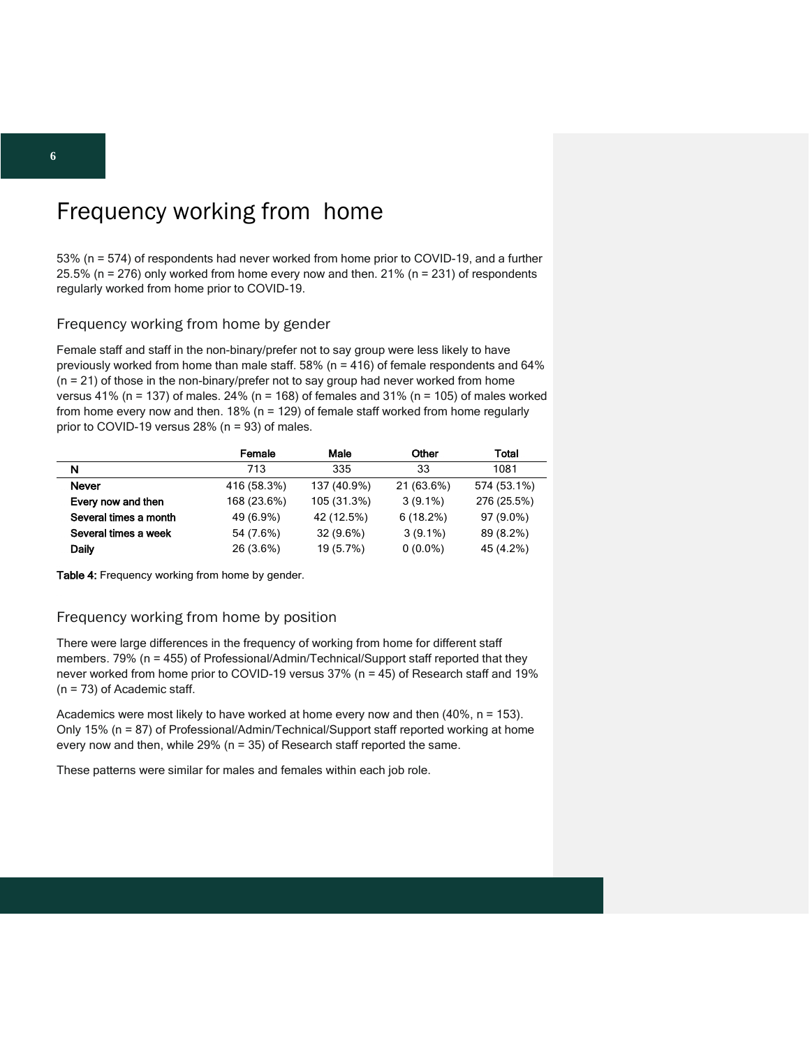# Frequency working from  home

53% (n = 574) of respondents had never worked from home prior to COVID-19, and a further 25.5% (n = 276) only worked from home every now and then. 21% (n = 231) of respondents regularly worked from home prior to COVID-19.

## Frequency working from home by gender

Female staff and staff in the non-binary/prefer not to say group were less likely to have previously worked from home than male staff. 58% (n = 416) of female respondents and 64% (n = 21) of those in the non-binary/prefer not to say group had never worked from home versus 41% (n = 137) of males. 24% (n = 168) of females and 31% (n = 105) of males worked from home every now and then. 18% (n = 129) of female staff worked from home regularly prior to COVID-19 versus 28% (n = 93) of males.

| | Female | Male | Other | Total |
|---|---|---|---|---|
| **N** | 713 | 335 | 33 | 1081 |
| **Never** | 416 (58.3%) | 137 (40.9%) | 21 (63.6%) | 574 (53.1%) |
| **Every now and then** | 168 (23.6%) | 105 (31.3%) | 3 (9.1%) | 276 (25.5%) |
| **Several times a month** | 49 (6.9%) | 42 (12.5%) | 6 (18.2%) | 97 (9.0%) |
| **Several times a week** | 54 (7.6%) | 32 (9.6%) | 3 (9.1%) | 89 (8.2%) |
| **Daily** | 26 (3.6%) | 19 (5.7%) | 0 (0.0%) | 45 (4.2%) |

**Table 4:** Frequency working from home by gender.

## Frequency working from home by position

There were large differences in the frequency of working from home for different staff members. 79% (n = 455) of Professional/Admin/Technical/Support staff reported that they never worked from home prior to COVID-19 versus 37% (n = 45) of Research staff and 19% (n = 73) of Academic staff.

Academics were most likely to have worked at home every now and then (40%, n = 153). Only 15% (n = 87) of Professional/Admin/Technical/Support staff reported working at home every now and then, while 29% (n = 35) of Research staff reported the same.

These patterns were similar for males and females within each job role.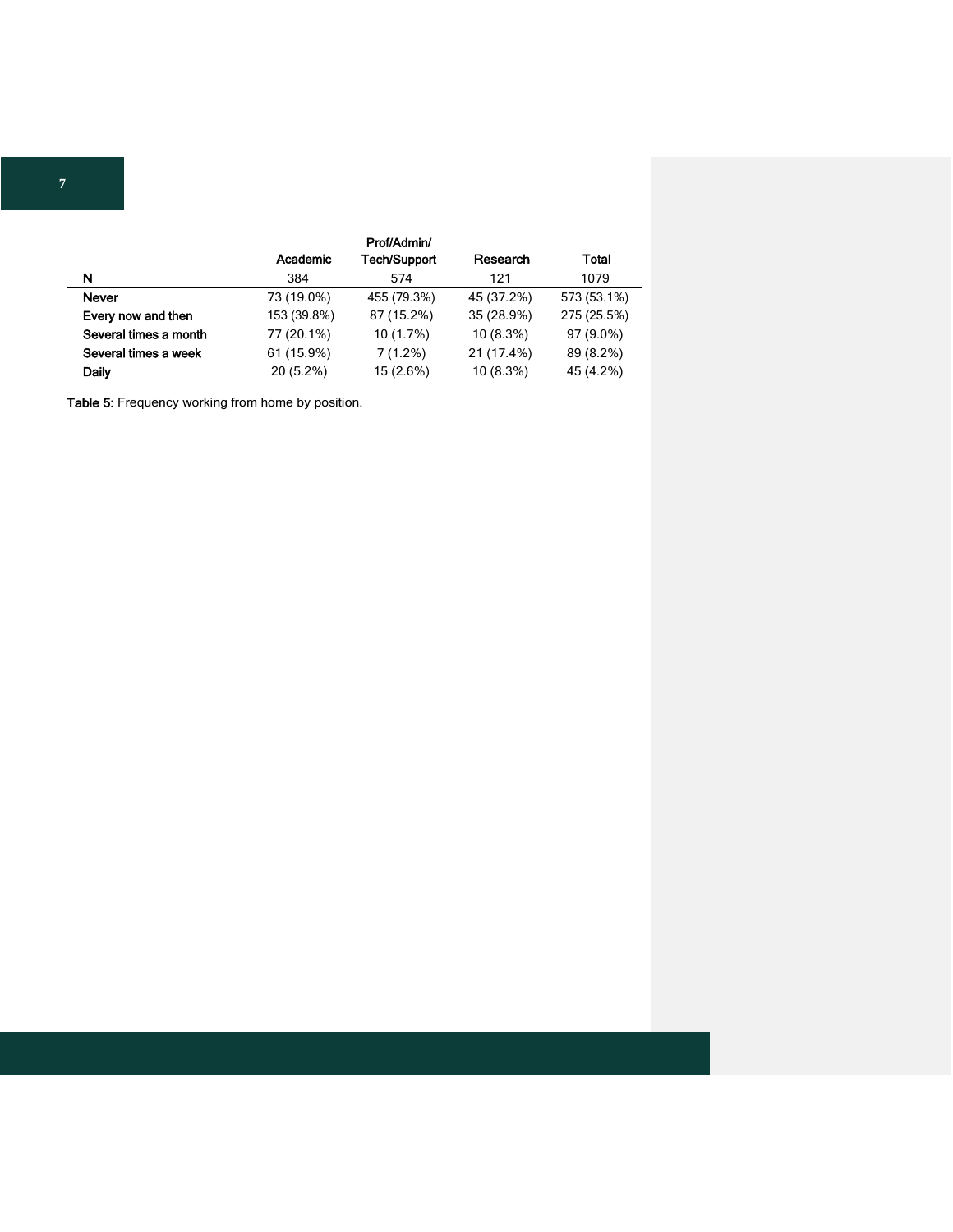| | Academic | Prof/Admin/ Tech/Support | Research | Total |
| --- | --- | --- | --- | --- |
| **N** | 384 | 574 | 121 | 1079 |
| **Never** | 73 (19.0%) | 455 (79.3%) | 45 (37.2%) | 573 (53.1%) |
| **Every now and then** | 153 (39.8%) | 87 (15.2%) | 35 (28.9%) | 275 (25.5%) |
| **Several times a month** | 77 (20.1%) | 10 (1.7%) | 10 (8.3%) | 97 (9.0%) |
| **Several times a week** | 61 (15.9%) | 7 (1.2%) | 21 (17.4%) | 89 (8.2%) |
| **Daily** | 20 (5.2%) | 15 (2.6%) | 10 (8.3%) | 45 (4.2%) |

**Table 5:** Frequency working from home by position.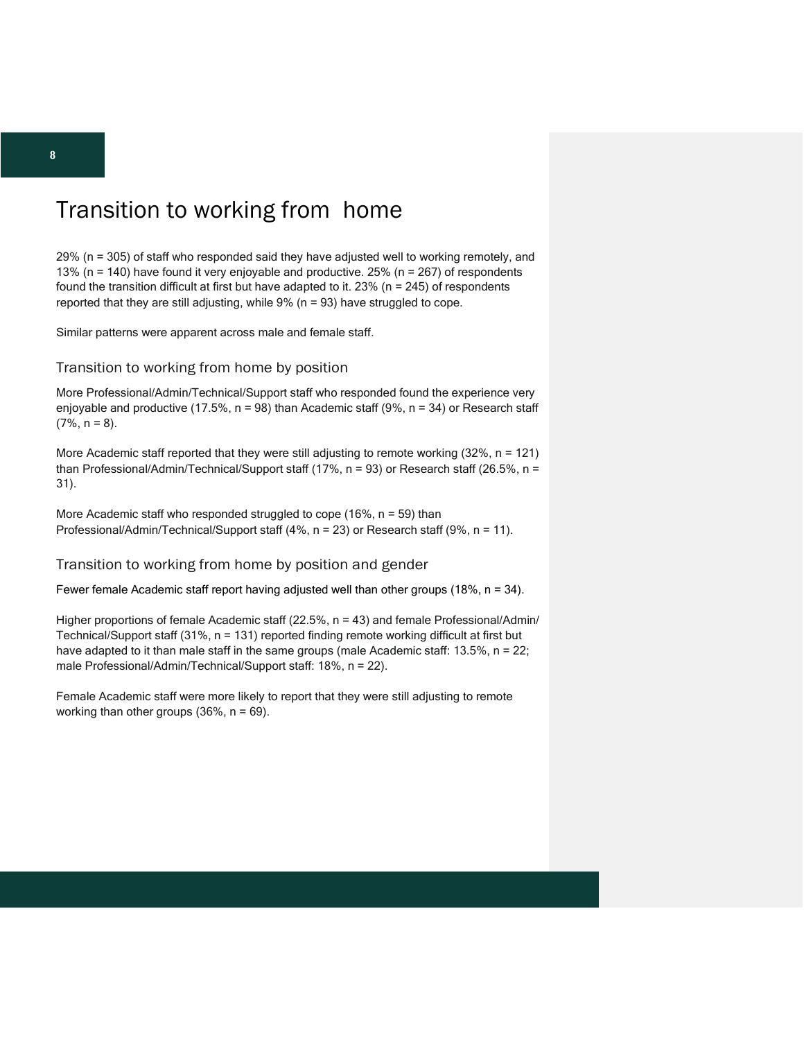# Transition to working from home

29% (n = 305) of staff who responded said they have adjusted well to working remotely, and 13% (n = 140) have found it very enjoyable and productive. 25% (n = 267) of respondents found the transition difficult at first but have adapted to it. 23% (n = 245) of respondents reported that they are still adjusting, while 9% (n = 93) have struggled to cope.

Similar patterns were apparent across male and female staff.

## Transition to working from home by position

More Professional/Admin/Technical/Support staff who responded found the experience very enjoyable and productive (17.5%, n = 98) than Academic staff (9%, n = 34) or Research staff (7%, n = 8).

More Academic staff reported that they were still adjusting to remote working (32%, n = 121) than Professional/Admin/Technical/Support staff (17%, n = 93) or Research staff (26.5%, n = 31).

More Academic staff who responded struggled to cope (16%, n = 59) than Professional/Admin/Technical/Support staff (4%, n = 23) or Research staff (9%, n = 11).

## Transition to working from home by position and gender

Fewer female Academic staff report having adjusted well than other groups (18%, n = 34).

Higher proportions of female Academic staff (22.5%, n = 43) and female Professional/Admin/Technical/Support staff (31%, n = 131) reported finding remote working difficult at first but have adapted to it than male staff in the same groups (male Academic staff: 13.5%, n = 22; male Professional/Admin/Technical/Support staff: 18%, n = 22).

Female Academic staff were more likely to report that they were still adjusting to remote working than other groups (36%, n = 69).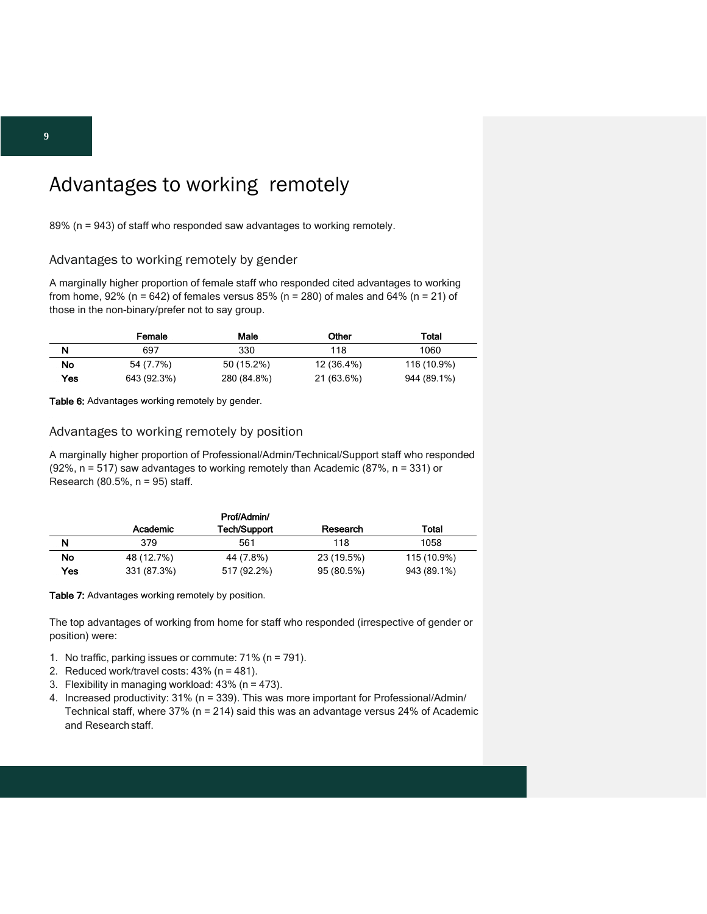# Advantages to working remotely

89% (n = 943) of staff who responded saw advantages to working remotely.

## Advantages to working remotely by gender

A marginally higher proportion of female staff who responded cited advantages to working from home, 92% (n = 642) of females versus 85% (n = 280) of males and 64% (n = 21) of those in the non-binary/prefer not to say group.

| | Female | Male | Other | Total |
|---|---|---|---|---|
| **N** | 697 | 330 | 118 | 1060 |
| **No** | 54 (7.7%) | 50 (15.2%) | 12 (36.4%) | 116 (10.9%) |
| **Yes** | 643 (92.3%) | 280 (84.8%) | 21 (63.6%) | 944 (89.1%) |

**Table 6:** Advantages working remotely by gender.

## Advantages to working remotely by position

A marginally higher proportion of Professional/Admin/Technical/Support staff who responded (92%, n = 517) saw advantages to working remotely than Academic (87%, n = 331) or Research (80.5%, n = 95) staff.

| | Academic | Prof/Admin/ Tech/Support | Research | Total |
|---|---|---|---|---|
| **N** | 379 | 561 | 118 | 1058 |
| **No** | 48 (12.7%) | 44 (7.8%) | 23 (19.5%) | 115 (10.9%) |
| **Yes** | 331 (87.3%) | 517 (92.2%) | 95 (80.5%) | 943 (89.1%) |

**Table 7:** Advantages working remotely by position.

The top advantages of working from home for staff who responded (irrespective of gender or position) were:

1. No traffic, parking issues or commute: 71% (n = 791).
2. Reduced work/travel costs: 43% (n = 481).
3. Flexibility in managing workload: 43% (n = 473).
4. Increased productivity: 31% (n = 339). This was more important for Professional/Admin/ Technical staff, where 37% (n = 214) said this was an advantage versus 24% of Academic and Research staff.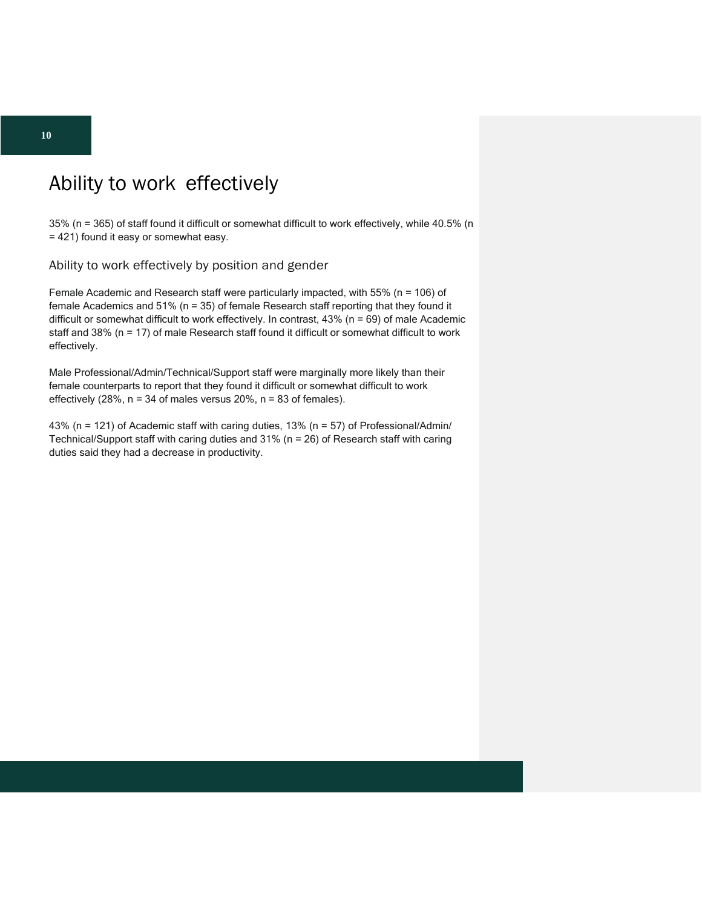# Ability to work effectively

35% (n = 365) of staff found it difficult or somewhat difficult to work effectively, while 40.5% (n = 421) found it easy or somewhat easy.

## Ability to work effectively by position and gender

Female Academic and Research staff were particularly impacted, with 55% (n = 106) of female Academics and 51% (n = 35) of female Research staff reporting that they found it difficult or somewhat difficult to work effectively. In contrast, 43% (n = 69) of male Academic staff and 38% (n = 17) of male Research staff found it difficult or somewhat difficult to work effectively.

Male Professional/Admin/Technical/Support staff were marginally more likely than their female counterparts to report that they found it difficult or somewhat difficult to work effectively (28%, n = 34 of males versus 20%, n = 83 of females).

43% (n = 121) of Academic staff with caring duties, 13% (n = 57) of Professional/Admin/Technical/Support staff with caring duties and 31% (n = 26) of Research staff with caring duties said they had a decrease in productivity.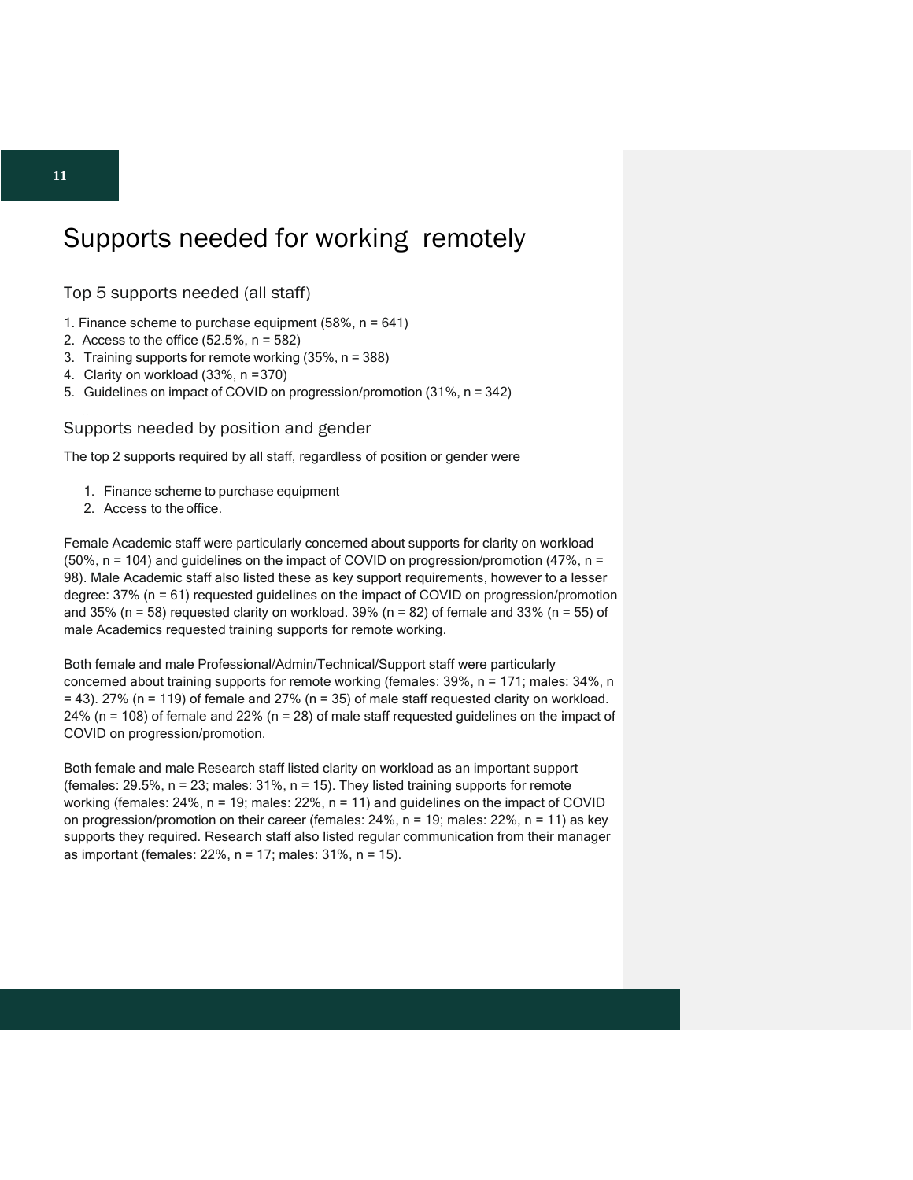# Supports needed for working remotely

## Top 5 supports needed (all staff)

1. Finance scheme to purchase equipment (58%, n = 641)
2. Access to the office (52.5%, n = 582)
3. Training supports for remote working (35%, n = 388)
4. Clarity on workload (33%, n =370)
5. Guidelines on impact of COVID on progression/promotion (31%, n = 342)

## Supports needed by position and gender

The top 2 supports required by all staff, regardless of position or gender were

1. Finance scheme to purchase equipment
2. Access to the office.

Female Academic staff were particularly concerned about supports for clarity on workload (50%, n = 104) and guidelines on the impact of COVID on progression/promotion (47%, n = 98). Male Academic staff also listed these as key support requirements, however to a lesser degree: 37% (n = 61) requested guidelines on the impact of COVID on progression/promotion and 35% (n = 58) requested clarity on workload. 39% (n = 82) of female and 33% (n = 55) of male Academics requested training supports for remote working.

Both female and male Professional/Admin/Technical/Support staff were particularly concerned about training supports for remote working (females: 39%, n = 171; males: 34%, n = 43). 27% (n = 119) of female and 27% (n = 35) of male staff requested clarity on workload. 24% (n = 108) of female and 22% (n = 28) of male staff requested guidelines on the impact of COVID on progression/promotion.

Both female and male Research staff listed clarity on workload as an important support (females: 29.5%, n = 23; males: 31%, n = 15). They listed training supports for remote working (females: 24%, n = 19; males: 22%, n = 11) and guidelines on the impact of COVID on progression/promotion on their career (females: 24%, n = 19; males: 22%, n = 11) as key supports they required. Research staff also listed regular communication from their manager as important (females: 22%, n = 17; males: 31%, n = 15).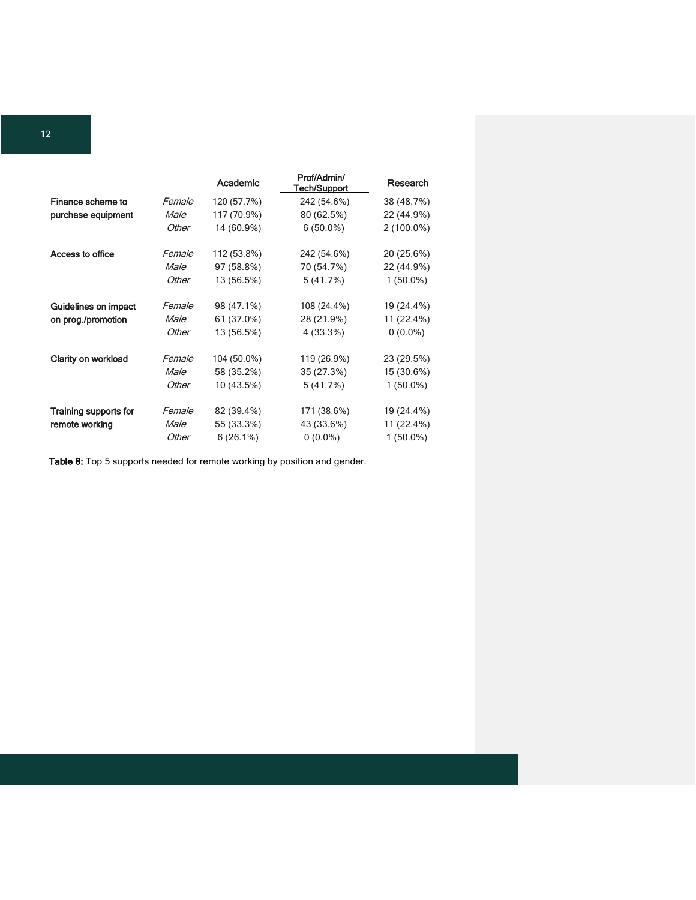| | | Academic | Prof/Admin/ Tech/Support | Research |
|---|---|---|---|---|
| **Finance scheme to purchase equipment** | *Female* | 120 (57.7%) | 242 (54.6%) | 38 (48.7%) |
| | *Male* | 117 (70.9%) | 80 (62.5%) | 22 (44.9%) |
| | *Other* | 14 (60.9%) | 6 (50.0%) | 2 (100.0%) |
| **Access to office** | *Female* | 112 (53.8%) | 242 (54.6%) | 20 (25.6%) |
| | *Male* | 97 (58.8%) | 70 (54.7%) | 22 (44.9%) |
| | *Other* | 13 (56.5%) | 5 (41.7%) | 1 (50.0%) |
| **Guidelines on impact on prog./promotion** | *Female* | 98 (47.1%) | 108 (24.4%) | 19 (24.4%) |
| | *Male* | 61 (37.0%) | 28 (21.9%) | 11 (22.4%) |
| | *Other* | 13 (56.5%) | 4 (33.3%) | 0 (0.0%) |
| **Clarity on workload** | *Female* | 104 (50.0%) | 119 (26.9%) | 23 (29.5%) |
| | *Male* | 58 (35.2%) | 35 (27.3%) | 15 (30.6%) |
| | *Other* | 10 (43.5%) | 5 (41.7%) | 1 (50.0%) |
| **Training supports for remote working** | *Female* | 82 (39.4%) | 171 (38.6%) | 19 (24.4%) |
| | *Male* | 55 (33.3%) | 43 (33.6%) | 11 (22.4%) |
| | *Other* | 6 (26.1%) | 0 (0.0%) | 1 (50.0%) |

**Table 8:** Top 5 supports needed for remote working by position and gender.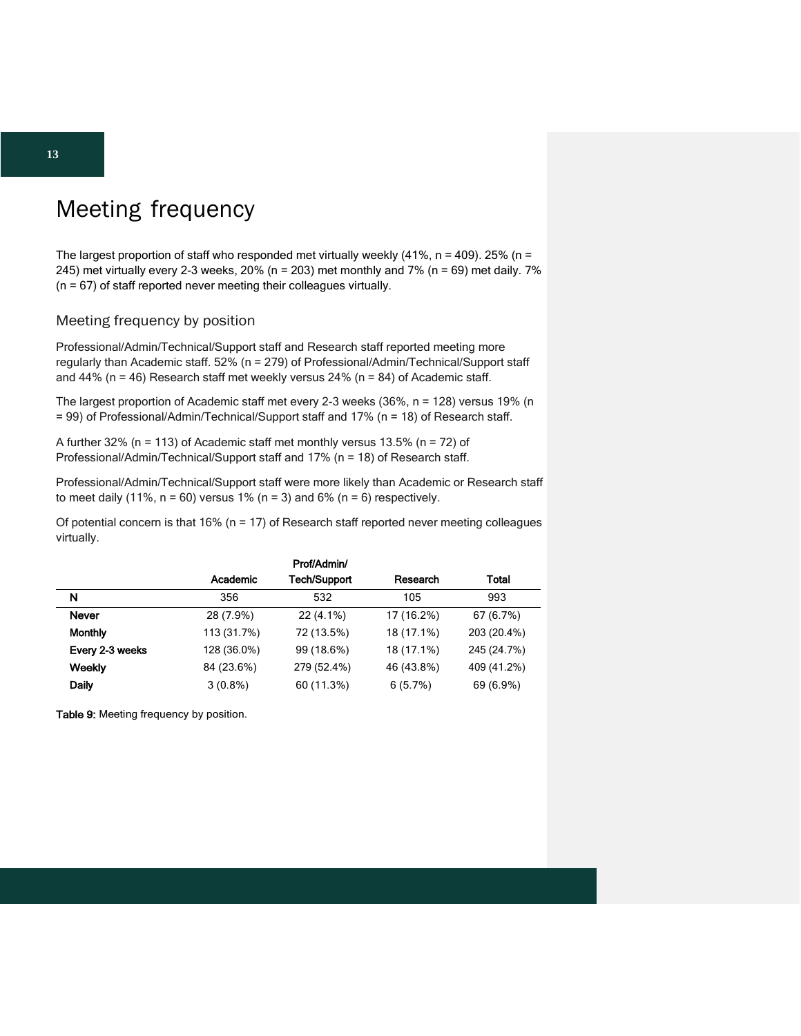# Meeting frequency

The largest proportion of staff who responded met virtually weekly (41%, n = 409). 25% (n = 245) met virtually every 2-3 weeks, 20% (n = 203) met monthly and 7% (n = 69) met daily. 7% (n = 67) of staff reported never meeting their colleagues virtually.

## Meeting frequency by position

Professional/Admin/Technical/Support staff and Research staff reported meeting more regularly than Academic staff. 52% (n = 279) of Professional/Admin/Technical/Support staff and 44% (n = 46) Research staff met weekly versus 24% (n = 84) of Academic staff.

The largest proportion of Academic staff met every 2-3 weeks (36%, n = 128) versus 19% (n = 99) of Professional/Admin/Technical/Support staff and 17% (n = 18) of Research staff.

A further 32% (n = 113) of Academic staff met monthly versus 13.5% (n = 72) of Professional/Admin/Technical/Support staff and 17% (n = 18) of Research staff.

Professional/Admin/Technical/Support staff were more likely than Academic or Research staff to meet daily (11%, n = 60) versus 1% (n = 3) and 6% (n = 6) respectively.

Of potential concern is that 16% (n = 17) of Research staff reported never meeting colleagues virtually.

| | Academic | Prof/Admin/ Tech/Support | Research | Total |
|---|---|---|---|---|
| **N** | 356 | 532 | 105 | 993 |
| **Never** | 28 (7.9%) | 22 (4.1%) | 17 (16.2%) | 67 (6.7%) |
| **Monthly** | 113 (31.7%) | 72 (13.5%) | 18 (17.1%) | 203 (20.4%) |
| **Every 2-3 weeks** | 128 (36.0%) | 99 (18.6%) | 18 (17.1%) | 245 (24.7%) |
| **Weekly** | 84 (23.6%) | 279 (52.4%) | 46 (43.8%) | 409 (41.2%) |
| **Daily** | 3 (0.8%) | 60 (11.3%) | 6 (5.7%) | 69 (6.9%) |

**Table 9:** Meeting frequency by position.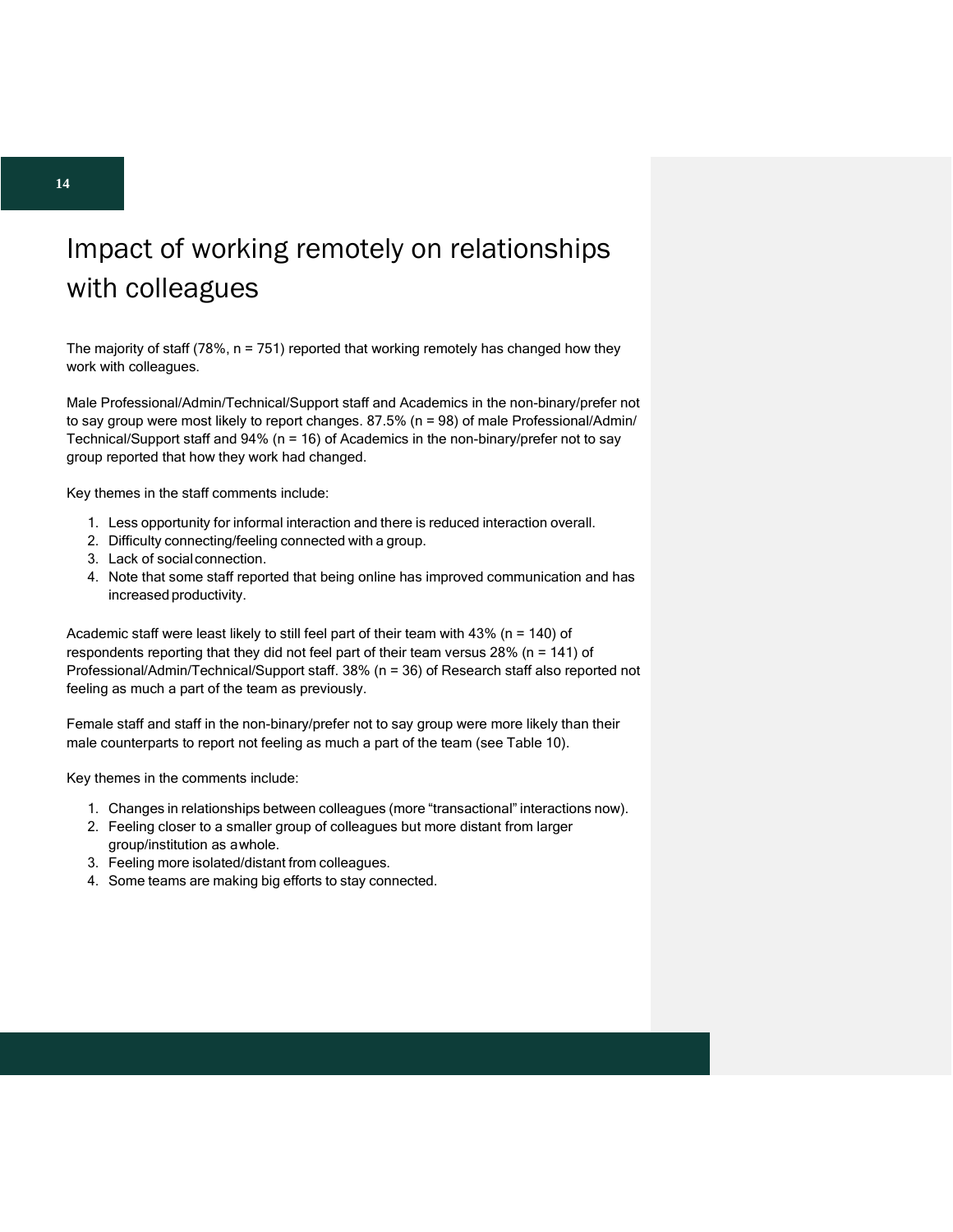# Impact of working remotely on relationships with colleagues

The majority of staff (78%, n = 751) reported that working remotely has changed how they work with colleagues.

Male Professional/Admin/Technical/Support staff and Academics in the non-binary/prefer not to say group were most likely to report changes. 87.5% (n = 98) of male Professional/Admin/Technical/Support staff and 94% (n = 16) of Academics in the non-binary/prefer not to say group reported that how they work had changed.

Key themes in the staff comments include:

1. Less opportunity for informal interaction and there is reduced interaction overall.
2. Difficulty connecting/feeling connected with a group.
3. Lack of social connection.
4. Note that some staff reported that being online has improved communication and has increased productivity.

Academic staff were least likely to still feel part of their team with 43% (n = 140) of respondents reporting that they did not feel part of their team versus 28% (n = 141) of Professional/Admin/Technical/Support staff. 38% (n = 36) of Research staff also reported not feeling as much a part of the team as previously.

Female staff and staff in the non-binary/prefer not to say group were more likely than their male counterparts to report not feeling as much a part of the team (see Table 10).

Key themes in the comments include:

1. Changes in relationships between colleagues (more "transactional" interactions now).
2. Feeling closer to a smaller group of colleagues but more distant from larger group/institution as a whole.
3. Feeling more isolated/distant from colleagues.
4. Some teams are making big efforts to stay connected.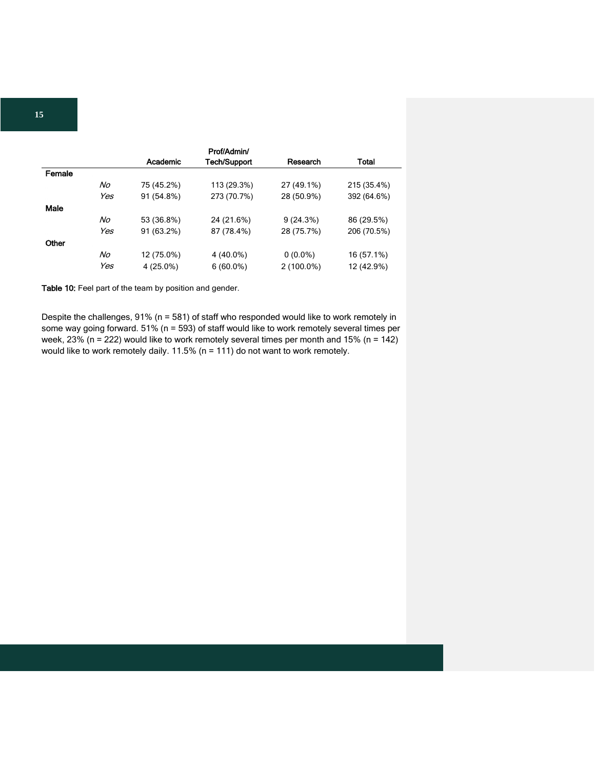| | | Academic | Prof/Admin/ Tech/Support | Research | Total |
|---|---|---|---|---|---|
| **Female** | | | | | |
| | *No* | 75 (45.2%) | 113 (29.3%) | 27 (49.1%) | 215 (35.4%) |
| | *Yes* | 91 (54.8%) | 273 (70.7%) | 28 (50.9%) | 392 (64.6%) |
| **Male** | | | | | |
| | *No* | 53 (36.8%) | 24 (21.6%) | 9 (24.3%) | 86 (29.5%) |
| | *Yes* | 91 (63.2%) | 87 (78.4%) | 28 (75.7%) | 206 (70.5%) |
| **Other** | | | | | |
| | *No* | 12 (75.0%) | 4 (40.0%) | 0 (0.0%) | 16 (57.1%) |
| | *Yes* | 4 (25.0%) | 6 (60.0%) | 2 (100.0%) | 12 (42.9%) |

**Table 10:** Feel part of the team by position and gender.

Despite the challenges, 91% (n = 581) of staff who responded would like to work remotely in some way going forward. 51% (n = 593) of staff would like to work remotely several times per week, 23% (n = 222) would like to work remotely several times per month and 15% (n = 142) would like to work remotely daily. 11.5% (n = 111) do not want to work remotely.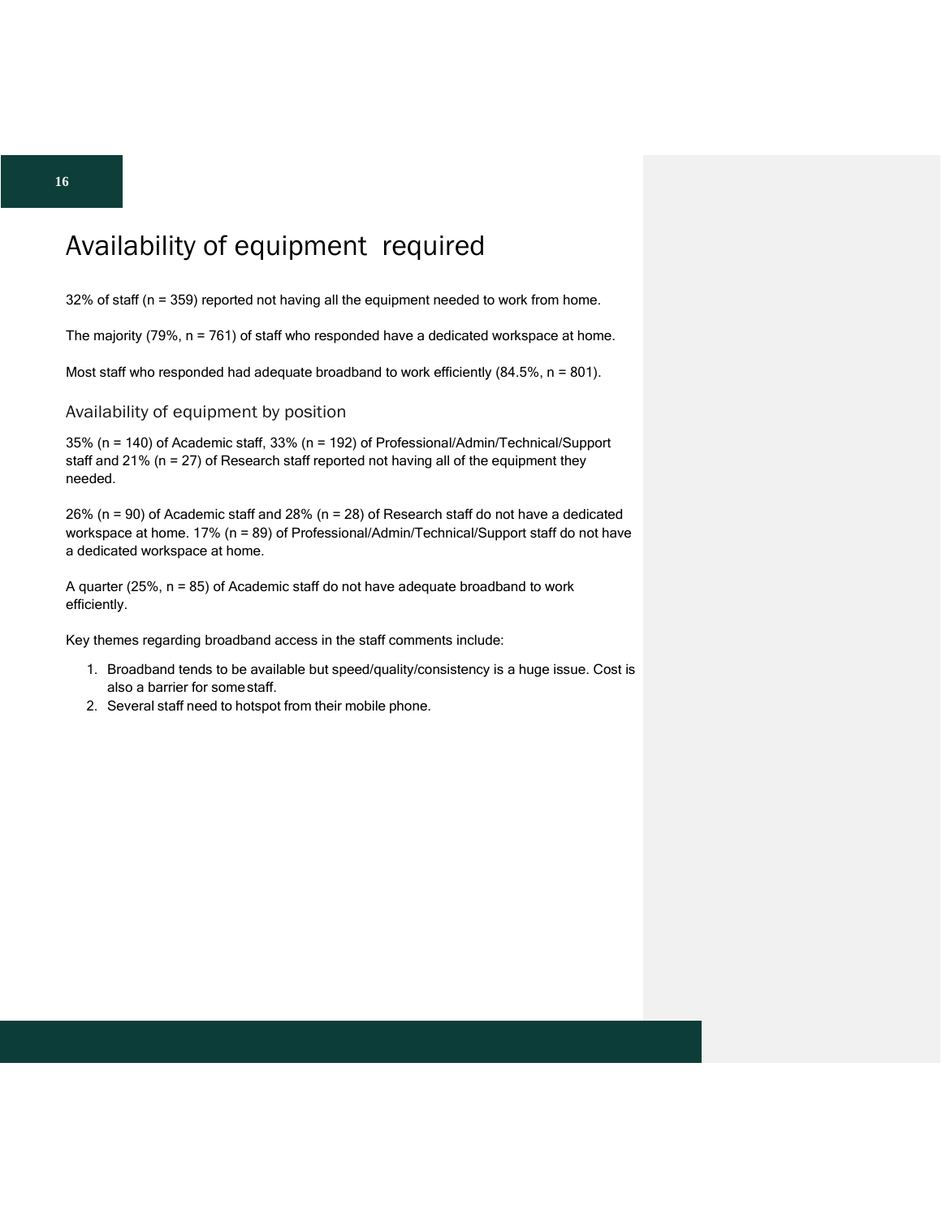# Availability of equipment required

32% of staff (n = 359) reported not having all the equipment needed to work from home.

The majority (79%, n = 761) of staff who responded have a dedicated workspace at home.

Most staff who responded had adequate broadband to work efficiently (84.5%, n = 801).

## Availability of equipment by position

35% (n = 140) of Academic staff, 33% (n = 192) of Professional/Admin/Technical/Support staff and 21% (n = 27) of Research staff reported not having all of the equipment they needed.

26% (n = 90) of Academic staff and 28% (n = 28) of Research staff do not have a dedicated workspace at home. 17% (n = 89) of Professional/Admin/Technical/Support staff do not have a dedicated workspace at home.

A quarter (25%, n = 85) of Academic staff do not have adequate broadband to work efficiently.

Key themes regarding broadband access in the staff comments include:

1. Broadband tends to be available but speed/quality/consistency is a huge issue. Cost is also a barrier for some staff.
2. Several staff need to hotspot from their mobile phone.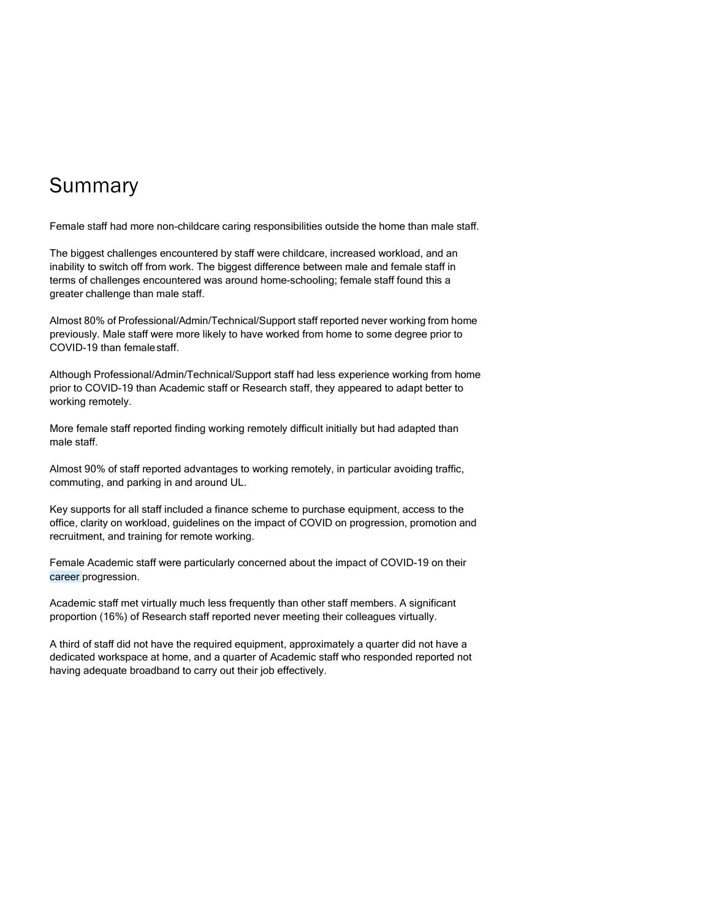# Summary

Female staff had more non-childcare caring responsibilities outside the home than male staff.

The biggest challenges encountered by staff were childcare, increased workload, and an inability to switch off from work. The biggest difference between male and female staff in terms of challenges encountered was around home-schooling; female staff found this a greater challenge than male staff.

Almost 80% of Professional/Admin/Technical/Support staff reported never working from home previously. Male staff were more likely to have worked from home to some degree prior to COVID-19 than female staff.

Although Professional/Admin/Technical/Support staff had less experience working from home prior to COVID-19 than Academic staff or Research staff, they appeared to adapt better to working remotely.

More female staff reported finding working remotely difficult initially but had adapted than male staff.

Almost 90% of staff reported advantages to working remotely, in particular avoiding traffic, commuting, and parking in and around UL.

Key supports for all staff included a finance scheme to purchase equipment, access to the office, clarity on workload, guidelines on the impact of COVID on progression, promotion and recruitment, and training for remote working.

Female Academic staff were particularly concerned about the impact of COVID-19 on their career progression.

Academic staff met virtually much less frequently than other staff members. A significant proportion (16%) of Research staff reported never meeting their colleagues virtually.

A third of staff did not have the required equipment, approximately a quarter did not have a dedicated workspace at home, and a quarter of Academic staff who responded reported not having adequate broadband to carry out their job effectively.